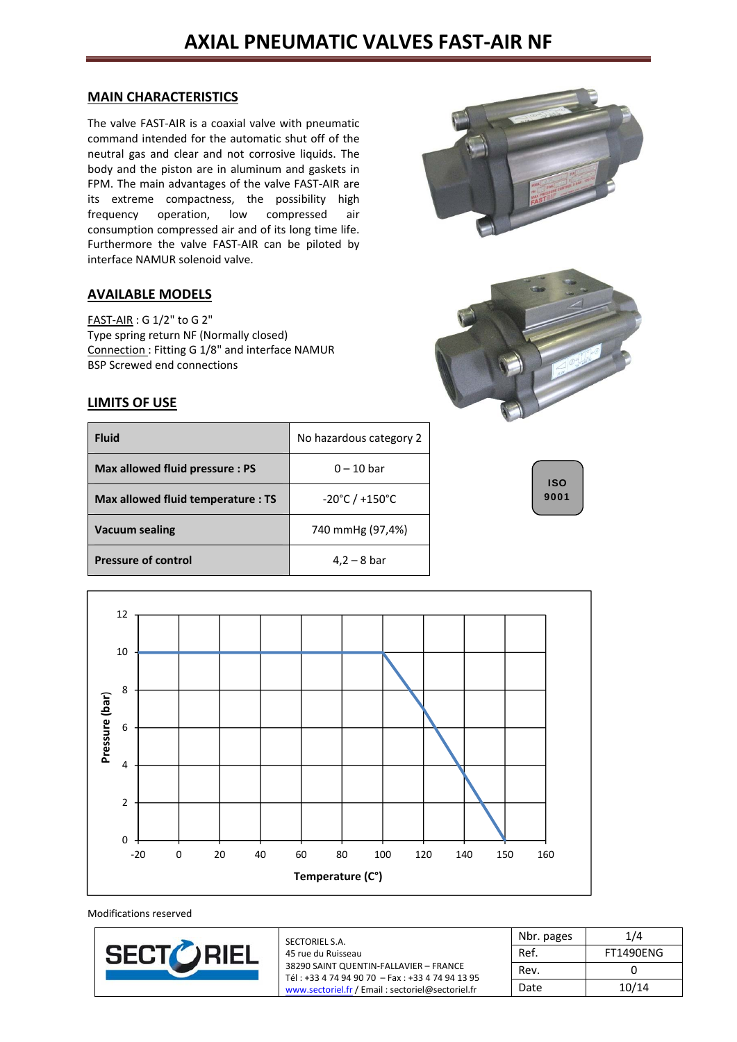# AXIAL PNEUMATIC VALVES FAST-AIR NF

## MAIN CHARACTERISTICS

The valve FAST-AIR is a coaxial valve with pneumatic command intended for the automatic shut off of the neutral gas and clear and not corrosive liquids. The body and the piston are in aluminum and gaskets in FPM. The main advantages of the valve FAST-AIR are its extreme compactness, the possibility high frequency operation, low compressed air consumption compressed air and of its long time life. Furthermore the valve FAST-AIR can be piloted by interface NAMUR solenoid valve.

## AVAILABLE MODELS

FAST-AIR : G 1/2" to G 2"
Type spring return NF (Normally closed)
Connection : Fitting G 1/8" and interface NAMUR
BSP Screwed end connections

## LIMITS OF USE

| | |
|---|---|
| **Fluid** | No hazardous category 2 |
| **Max allowed fluid pressure : PS** | 0 – 10 bar |
| **Max allowed fluid temperature : TS** | -20°C / +150°C |
| **Vacuum sealing** | 740 mmHg (97,4%) |
| **Pressure of control** | 4,2 – 8 bar |

ISO 9001

Modifications reserved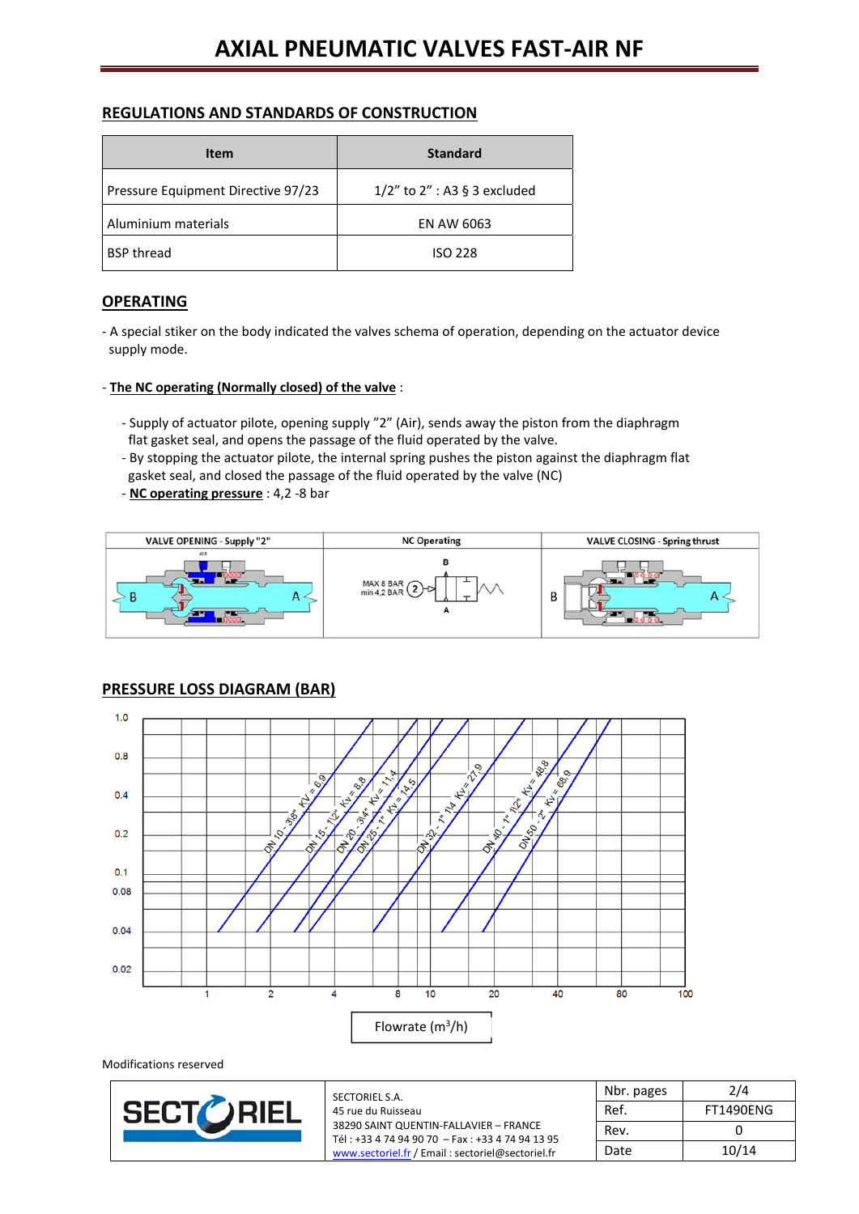# AXIAL PNEUMATIC VALVES FAST-AIR NF

## REGULATIONS AND STANDARDS OF CONSTRUCTION

| Item | Standard |
|---|---|
| Pressure Equipment Directive 97/23 | 1/2" to 2" : A3 § 3 excluded |
| Aluminium materials | EN AW 6063 |
| BSP thread | ISO 228 |

## OPERATING

- A special stiker on the body indicated the valves schema of operation, depending on the actuator device supply mode.

- **The NC operating (Normally closed) of the valve** :

  - Supply of actuator pilote, opening supply "2" (Air), sends away the piston from the diaphragm flat gasket seal, and opens the passage of the fluid operated by the valve.
  - By stopping the actuator pilote, the internal spring pushes the piston against the diaphragm flat gasket seal, and closed the passage of the fluid operated by the valve (NC)
  - **NC operating pressure** : 4,2 -8 bar

| VALVE OPENING - Supply "2" | NC Operating | VALVE CLOSING - Spring thrust |
|---|---|---|
| AIR, B, A | B, MAX 8 BAR, min 4,2 BAR, 2, A | B, A |

## PRESSURE LOSS DIAGRAM (BAR)

Curves: DN 10 - 3/8" KV = 6,9; DN 15 - 1/2" Kv = 8,8; DN 20 - 3/4" Kv = 11,4; DN 25 - 1" Kv = 14,5; DN 32 - 1" 1/4 Kv = 27,9; DN 40 - 1" 1/2" Kv = 48,8; DN 50 - 2" Kv = 68,9

Y axis: 0.02, 0.04, 0.08, 0.1, 0.2, 0.4, 0.8, 1.0

X axis: 1, 2, 4, 8, 10, 20, 40, 80, 100

Flowrate ($m^3/h$)

Modifications reserved

| SECTORIEL | SECTORIEL S.A.<br>45 rue du Ruisseau<br>38290 SAINT QUENTIN-FALLAVIER – FRANCE<br>Tél : +33 4 74 94 90 70 – Fax : +33 4 74 94 13 95<br>www.sectoriel.fr / Email : sectoriel@sectoriel.fr | Nbr. pages | 2/4 |
|---|---|---|---|
| | | Ref. | FT1490ENG |
| | | Rev. | 0 |
| | | Date | 10/14 |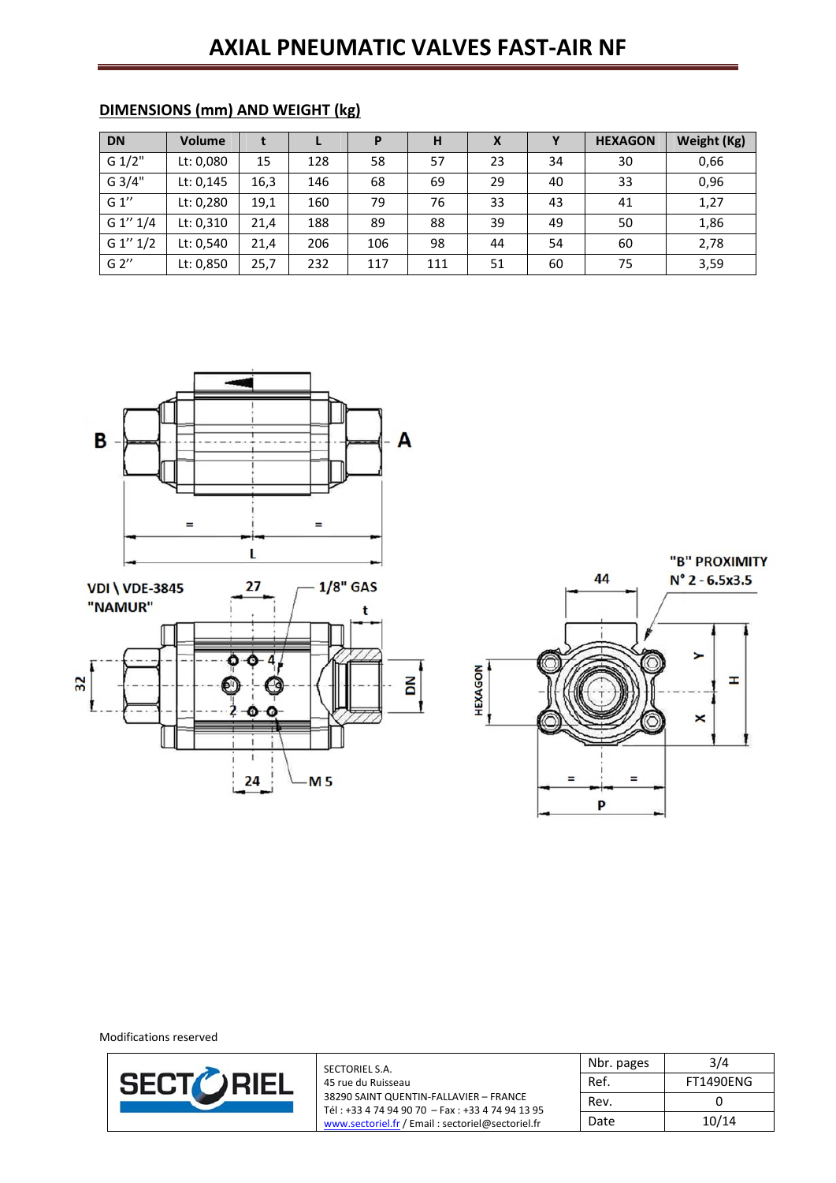# AXIAL PNEUMATIC VALVES FAST-AIR NF

## DIMENSIONS (mm) AND WEIGHT (kg)

| DN | Volume | t | L | P | H | X | Y | HEXAGON | Weight (Kg) |
|---|---|---|---|---|---|---|---|---|---|
| G 1/2" | Lt: 0,080 | 15 | 128 | 58 | 57 | 23 | 34 | 30 | 0,66 |
| G 3/4" | Lt: 0,145 | 16,3 | 146 | 68 | 69 | 29 | 40 | 33 | 0,96 |
| G 1'' | Lt: 0,280 | 19,1 | 160 | 79 | 76 | 33 | 43 | 41 | 1,27 |
| G 1'' 1/4 | Lt: 0,310 | 21,4 | 188 | 89 | 88 | 39 | 49 | 50 | 1,86 |
| G 1'' 1/2 | Lt: 0,540 | 21,4 | 206 | 106 | 98 | 44 | 54 | 60 | 2,78 |
| G 2'' | Lt: 0,850 | 25,7 | 232 | 117 | 111 | 51 | 60 | 75 | 3,59 |

B A L = =

VDI \ VDE-3845 "NAMUR" 27 1/8" GAS t 32 4 2 DN 24 M 5

44 "B" PROXIMITY N° 2 - 6.5x3.5 HEXAGON Y X H = = P

Modifications reserved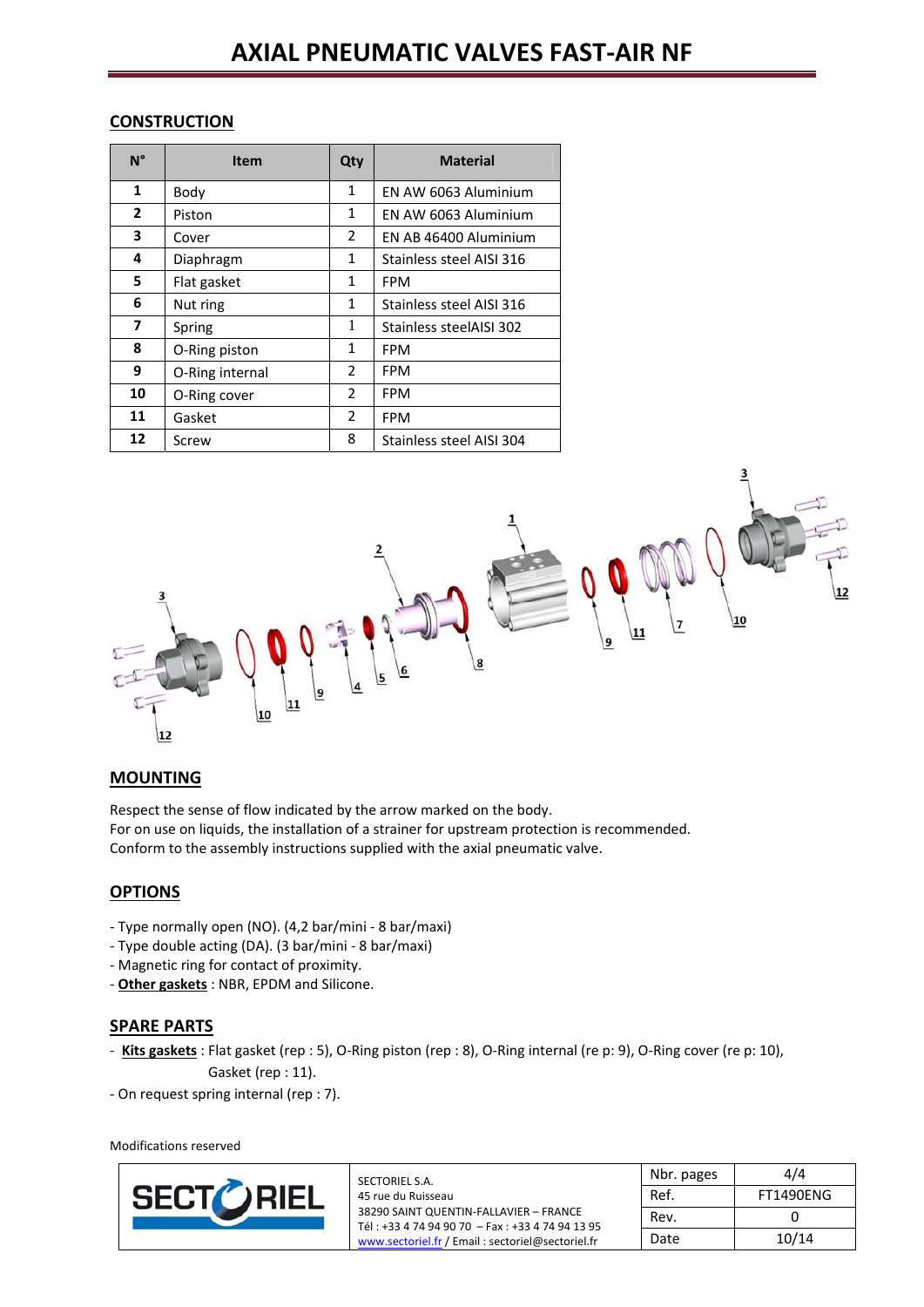# AXIAL PNEUMATIC VALVES FAST-AIR NF

## CONSTRUCTION

| N° | Item | Qty | Material |
|---|---|---|---|
| 1 | Body | 1 | EN AW 6063 Aluminium |
| 2 | Piston | 1 | EN AW 6063 Aluminium |
| 3 | Cover | 2 | EN AB 46400 Aluminium |
| 4 | Diaphragm | 1 | Stainless steel AISI 316 |
| 5 | Flat gasket | 1 | FPM |
| 6 | Nut ring | 1 | Stainless steel AISI 316 |
| 7 | Spring | 1 | Stainless steelAISI 302 |
| 8 | O-Ring piston | 1 | FPM |
| 9 | O-Ring internal | 2 | FPM |
| 10 | O-Ring cover | 2 | FPM |
| 11 | Gasket | 2 | FPM |
| 12 | Screw | 8 | Stainless steel AISI 304 |

3
1
2
3
12
10
11
7
9
8
6
5
4
9
11
10
12

## MOUNTING

Respect the sense of flow indicated by the arrow marked on the body.
For on use on liquids, the installation of a strainer for upstream protection is recommended.
Conform to the assembly instructions supplied with the axial pneumatic valve.

## OPTIONS

- Type normally open (NO). (4,2 bar/mini - 8 bar/maxi)
- Type double acting (DA). (3 bar/mini - 8 bar/maxi)
- Magnetic ring for contact of proximity.
- **Other gaskets** : NBR, EPDM and Silicone.

## SPARE PARTS

- **Kits gaskets** : Flat gasket (rep : 5), O-Ring piston (rep : 8), O-Ring internal (re p: 9), O-Ring cover (re p: 10), Gasket (rep : 11).
- On request spring internal (rep : 7).

Modifications reserved

SECTORIEL

SECTORIEL S.A.
45 rue du Ruisseau
38290 SAINT QUENTIN-FALLAVIER – FRANCE
Tél : +33 4 74 94 90 70 – Fax : +33 4 74 94 13 95
www.sectoriel.fr / Email : sectoriel@sectoriel.fr

| | |
|---|---|
| Nbr. pages | 4/4 |
| Ref. | FT1490ENG |
| Rev. | 0 |
| Date | 10/14 |